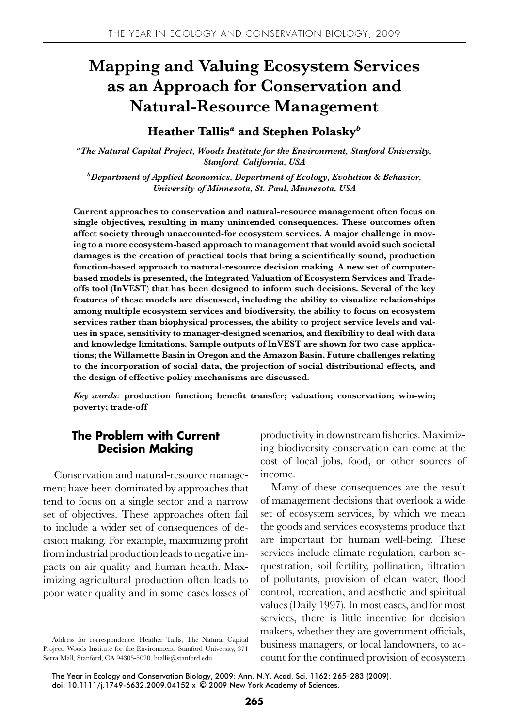# Mapping and Valuing Ecosystem Services as an Approach for Conservation and Natural-Resource Management

**Heather Tallis[a] and Stephen Polasky[b]**

[a] *The Natural Capital Project, Woods Institute for the Environment, Stanford University, Stanford, California, USA*

[b] *Department of Applied Economics, Department of Ecology, Evolution & Behavior, University of Minnesota, St. Paul, Minnesota, USA*

**Current approaches to conservation and natural-resource management often focus on single objectives, resulting in many unintended consequences. These outcomes often affect society through unaccounted-for ecosystem services. A major challenge in moving to a more ecosystem-based approach to management that would avoid such societal damages is the creation of practical tools that bring a scientifically sound, production function-based approach to natural-resource decision making. A new set of computer-based models is presented, the Integrated Valuation of Ecosystem Services and Tradeoffs tool (InVEST) that has been designed to inform such decisions. Several of the key features of these models are discussed, including the ability to visualize relationships among multiple ecosystem services and biodiversity, the ability to focus on ecosystem services rather than biophysical processes, the ability to project service levels and values in space, sensitivity to manager-designed scenarios, and flexibility to deal with data and knowledge limitations. Sample outputs of InVEST are shown for two case applications; the Willamette Basin in Oregon and the Amazon Basin. Future challenges relating to the incorporation of social data, the projection of social distributional effects, and the design of effective policy mechanisms are discussed.**

*Key words:* **production function; benefit transfer; valuation; conservation; win-win; poverty; trade-off**

## The Problem with Current Decision Making

Conservation and natural-resource management have been dominated by approaches that tend to focus on a single sector and a narrow set of objectives. These approaches often fail to include a wider set of consequences of decision making. For example, maximizing profit from industrial production leads to negative impacts on air quality and human health. Maximizing agricultural production often leads to poor water quality and in some cases losses of productivity in downstream fisheries. Maximizing biodiversity conservation can come at the cost of local jobs, food, or other sources of income.

Many of these consequences are the result of management decisions that overlook a wide set of ecosystem services, by which we mean the goods and services ecosystems produce that are important for human well-being. These services include climate regulation, carbon sequestration, soil fertility, pollination, filtration of pollutants, provision of clean water, flood control, recreation, and aesthetic and spiritual values (Daily 1997). In most cases, and for most services, there is little incentive for decision makers, whether they are government officials, business managers, or local landowners, to account for the continued provision of ecosystem

Address for correspondence: Heather Tallis, The Natural Capital Project, Woods Institute for the Environment, Stanford University, 371 Serra Mall, Stanford, CA 94305-5020. htallis@stanford.edu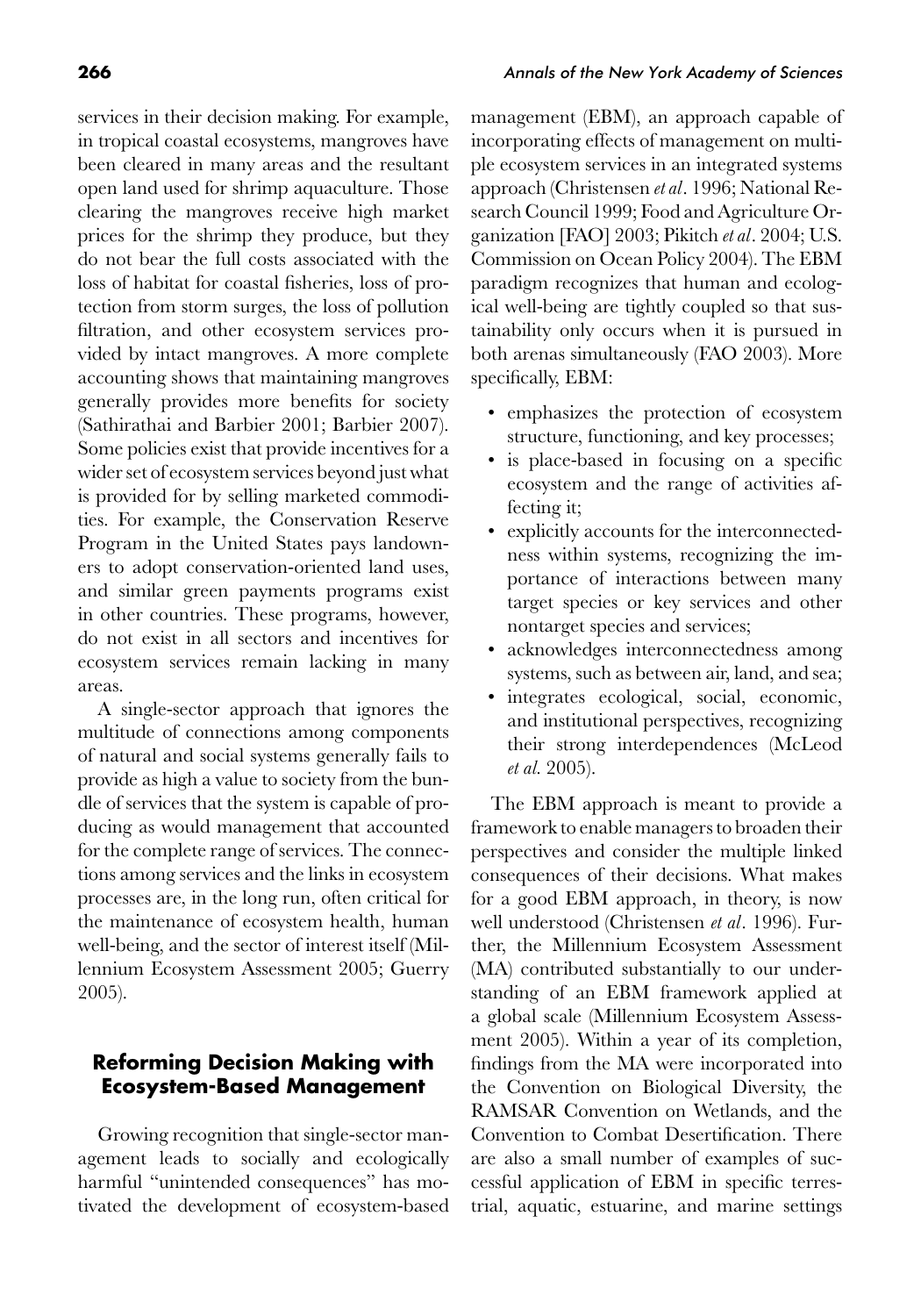services in their decision making. For example, in tropical coastal ecosystems, mangroves have been cleared in many areas and the resultant open land used for shrimp aquaculture. Those clearing the mangroves receive high market prices for the shrimp they produce, but they do not bear the full costs associated with the loss of habitat for coastal fisheries, loss of protection from storm surges, the loss of pollution filtration, and other ecosystem services provided by intact mangroves. A more complete accounting shows that maintaining mangroves generally provides more benefits for society (Sathirathai and Barbier 2001; Barbier 2007). Some policies exist that provide incentives for a wider set of ecosystem services beyond just what is provided for by selling marketed commodities. For example, the Conservation Reserve Program in the United States pays landowners to adopt conservation-oriented land uses, and similar green payments programs exist in other countries. These programs, however, do not exist in all sectors and incentives for ecosystem services remain lacking in many areas.

A single-sector approach that ignores the multitude of connections among components of natural and social systems generally fails to provide as high a value to society from the bundle of services that the system is capable of producing as would management that accounted for the complete range of services. The connections among services and the links in ecosystem processes are, in the long run, often critical for the maintenance of ecosystem health, human well-being, and the sector of interest itself (Millennium Ecosystem Assessment 2005; Guerry 2005).

## Reforming Decision Making with Ecosystem-Based Management

Growing recognition that single-sector management leads to socially and ecologically harmful "unintended consequences" has motivated the development of ecosystem-based management (EBM), an approach capable of incorporating effects of management on multiple ecosystem services in an integrated systems approach (Christensen *et al*. 1996; National Research Council 1999; Food and Agriculture Organization [FAO] 2003; Pikitch *et al*. 2004; U.S. Commission on Ocean Policy 2004). The EBM paradigm recognizes that human and ecological well-being are tightly coupled so that sustainability only occurs when it is pursued in both arenas simultaneously (FAO 2003). More specifically, EBM:

- emphasizes the protection of ecosystem structure, functioning, and key processes;
- is place-based in focusing on a specific ecosystem and the range of activities affecting it;
- explicitly accounts for the interconnectedness within systems, recognizing the importance of interactions between many target species or key services and other nontarget species and services;
- acknowledges interconnectedness among systems, such as between air, land, and sea;
- integrates ecological, social, economic, and institutional perspectives, recognizing their strong interdependences (McLeod *et al.* 2005).

The EBM approach is meant to provide a framework to enable managers to broaden their perspectives and consider the multiple linked consequences of their decisions. What makes for a good EBM approach, in theory, is now well understood (Christensen *et al*. 1996). Further, the Millennium Ecosystem Assessment (MA) contributed substantially to our understanding of an EBM framework applied at a global scale (Millennium Ecosystem Assessment 2005). Within a year of its completion, findings from the MA were incorporated into the Convention on Biological Diversity, the RAMSAR Convention on Wetlands, and the Convention to Combat Desertification. There are also a small number of examples of successful application of EBM in specific terrestrial, aquatic, estuarine, and marine settings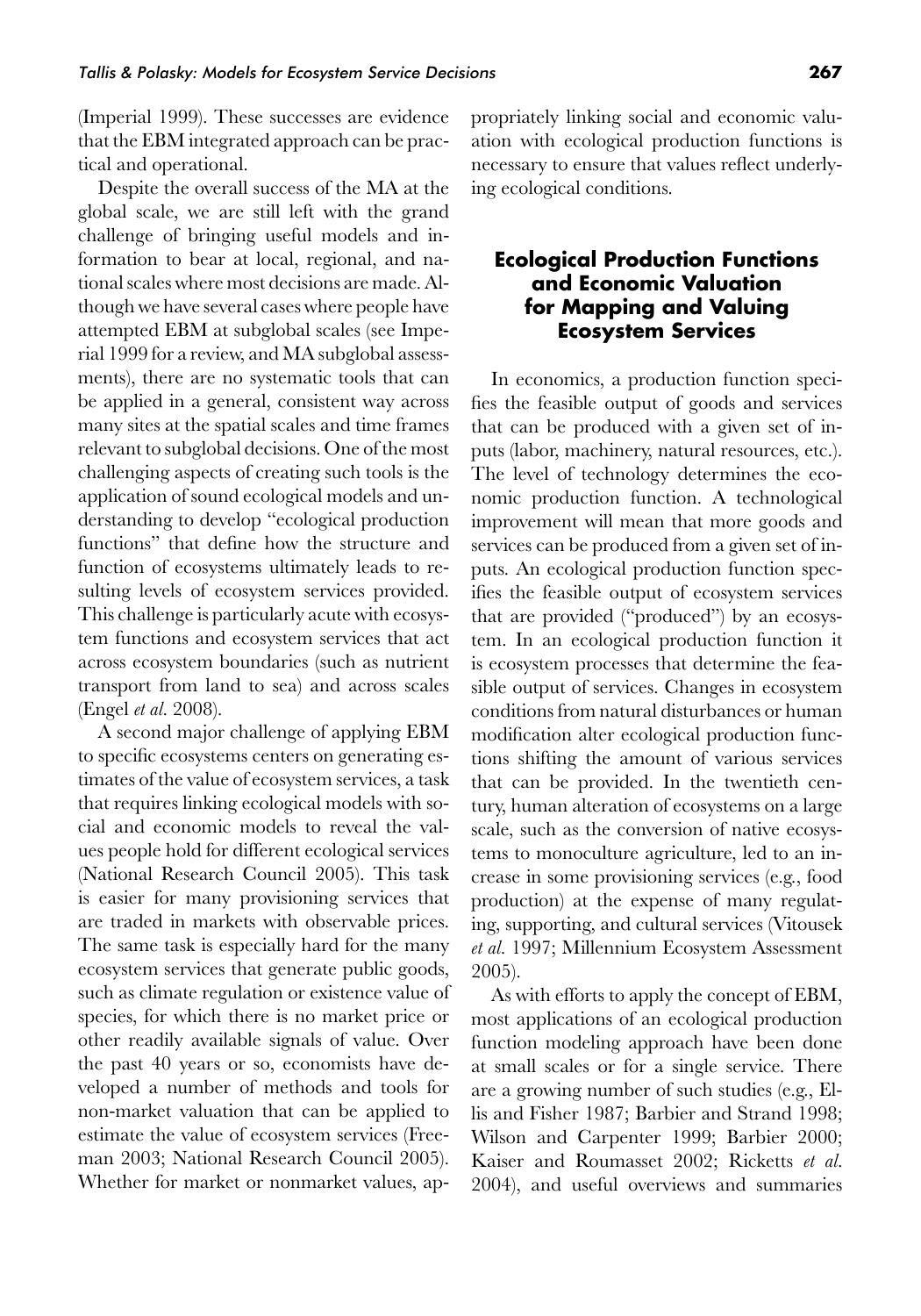(Imperial 1999). These successes are evidence that the EBM integrated approach can be practical and operational.

Despite the overall success of the MA at the global scale, we are still left with the grand challenge of bringing useful models and information to bear at local, regional, and national scales where most decisions are made. Although we have several cases where people have attempted EBM at subglobal scales (see Imperial 1999 for a review, and MA subglobal assessments), there are no systematic tools that can be applied in a general, consistent way across many sites at the spatial scales and time frames relevant to subglobal decisions. One of the most challenging aspects of creating such tools is the application of sound ecological models and understanding to develop "ecological production functions" that define how the structure and function of ecosystems ultimately leads to resulting levels of ecosystem services provided. This challenge is particularly acute with ecosystem functions and ecosystem services that act across ecosystem boundaries (such as nutrient transport from land to sea) and across scales (Engel *et al.* 2008).

A second major challenge of applying EBM to specific ecosystems centers on generating estimates of the value of ecosystem services, a task that requires linking ecological models with social and economic models to reveal the values people hold for different ecological services (National Research Council 2005). This task is easier for many provisioning services that are traded in markets with observable prices. The same task is especially hard for the many ecosystem services that generate public goods, such as climate regulation or existence value of species, for which there is no market price or other readily available signals of value. Over the past 40 years or so, economists have developed a number of methods and tools for non-market valuation that can be applied to estimate the value of ecosystem services (Freeman 2003; National Research Council 2005). Whether for market or nonmarket values, appropriately linking social and economic valuation with ecological production functions is necessary to ensure that values reflect underlying ecological conditions.

## Ecological Production Functions and Economic Valuation for Mapping and Valuing Ecosystem Services

In economics, a production function specifies the feasible output of goods and services that can be produced with a given set of inputs (labor, machinery, natural resources, etc.). The level of technology determines the economic production function. A technological improvement will mean that more goods and services can be produced from a given set of inputs. An ecological production function specifies the feasible output of ecosystem services that are provided ("produced") by an ecosystem. In an ecological production function it is ecosystem processes that determine the feasible output of services. Changes in ecosystem conditions from natural disturbances or human modification alter ecological production functions shifting the amount of various services that can be provided. In the twentieth century, human alteration of ecosystems on a large scale, such as the conversion of native ecosystems to monoculture agriculture, led to an increase in some provisioning services (e.g., food production) at the expense of many regulating, supporting, and cultural services (Vitousek *et al.* 1997; Millennium Ecosystem Assessment 2005).

As with efforts to apply the concept of EBM, most applications of an ecological production function modeling approach have been done at small scales or for a single service. There are a growing number of such studies (e.g., Ellis and Fisher 1987; Barbier and Strand 1998; Wilson and Carpenter 1999; Barbier 2000; Kaiser and Roumasset 2002; Ricketts *et al.* 2004), and useful overviews and summaries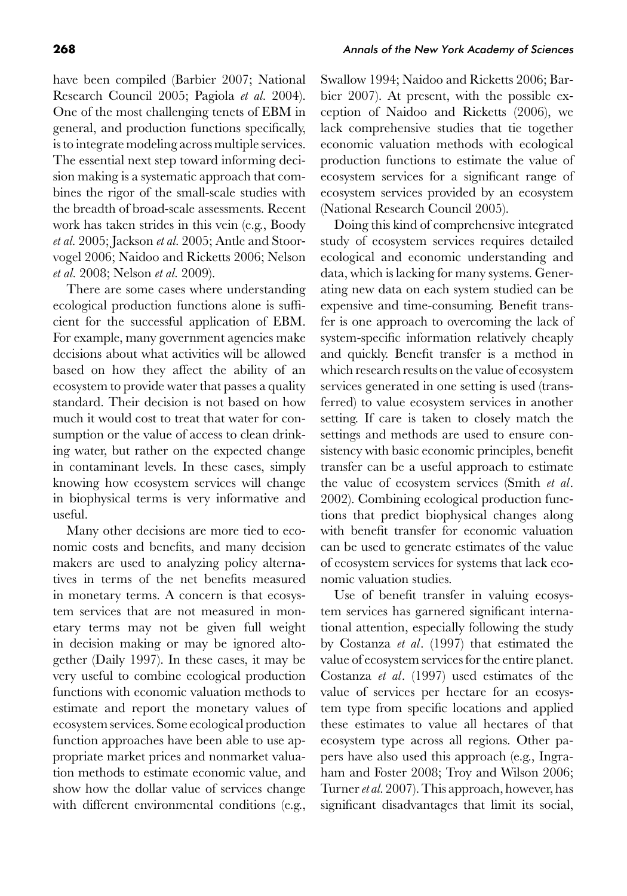have been compiled (Barbier 2007; National Research Council 2005; Pagiola *et al.* 2004). One of the most challenging tenets of EBM in general, and production functions specifically, is to integrate modeling across multiple services. The essential next step toward informing decision making is a systematic approach that combines the rigor of the small-scale studies with the breadth of broad-scale assessments. Recent work has taken strides in this vein (e.g., Boody *et al.* 2005; Jackson *et al.* 2005; Antle and Stoorvogel 2006; Naidoo and Ricketts 2006; Nelson *et al.* 2008; Nelson *et al.* 2009).

There are some cases where understanding ecological production functions alone is sufficient for the successful application of EBM. For example, many government agencies make decisions about what activities will be allowed based on how they affect the ability of an ecosystem to provide water that passes a quality standard. Their decision is not based on how much it would cost to treat that water for consumption or the value of access to clean drinking water, but rather on the expected change in contaminant levels. In these cases, simply knowing how ecosystem services will change in biophysical terms is very informative and useful.

Many other decisions are more tied to economic costs and benefits, and many decision makers are used to analyzing policy alternatives in terms of the net benefits measured in monetary terms. A concern is that ecosystem services that are not measured in monetary terms may not be given full weight in decision making or may be ignored altogether (Daily 1997). In these cases, it may be very useful to combine ecological production functions with economic valuation methods to estimate and report the monetary values of ecosystem services. Some ecological production function approaches have been able to use appropriate market prices and nonmarket valuation methods to estimate economic value, and show how the dollar value of services change with different environmental conditions (e.g., Swallow 1994; Naidoo and Ricketts 2006; Barbier 2007). At present, with the possible exception of Naidoo and Ricketts (2006), we lack comprehensive studies that tie together economic valuation methods with ecological production functions to estimate the value of ecosystem services for a significant range of ecosystem services provided by an ecosystem (National Research Council 2005).

Doing this kind of comprehensive integrated study of ecosystem services requires detailed ecological and economic understanding and data, which is lacking for many systems. Generating new data on each system studied can be expensive and time-consuming. Benefit transfer is one approach to overcoming the lack of system-specific information relatively cheaply and quickly. Benefit transfer is a method in which research results on the value of ecosystem services generated in one setting is used (transferred) to value ecosystem services in another setting. If care is taken to closely match the settings and methods are used to ensure consistency with basic economic principles, benefit transfer can be a useful approach to estimate the value of ecosystem services (Smith *et al*. 2002). Combining ecological production functions that predict biophysical changes along with benefit transfer for economic valuation can be used to generate estimates of the value of ecosystem services for systems that lack economic valuation studies.

Use of benefit transfer in valuing ecosystem services has garnered significant international attention, especially following the study by Costanza *et al*. (1997) that estimated the value of ecosystem services for the entire planet. Costanza *et al*. (1997) used estimates of the value of services per hectare for an ecosystem type from specific locations and applied these estimates to value all hectares of that ecosystem type across all regions. Other papers have also used this approach (e.g., Ingraham and Foster 2008; Troy and Wilson 2006; Turner *et al.* 2007). This approach, however, has significant disadvantages that limit its social,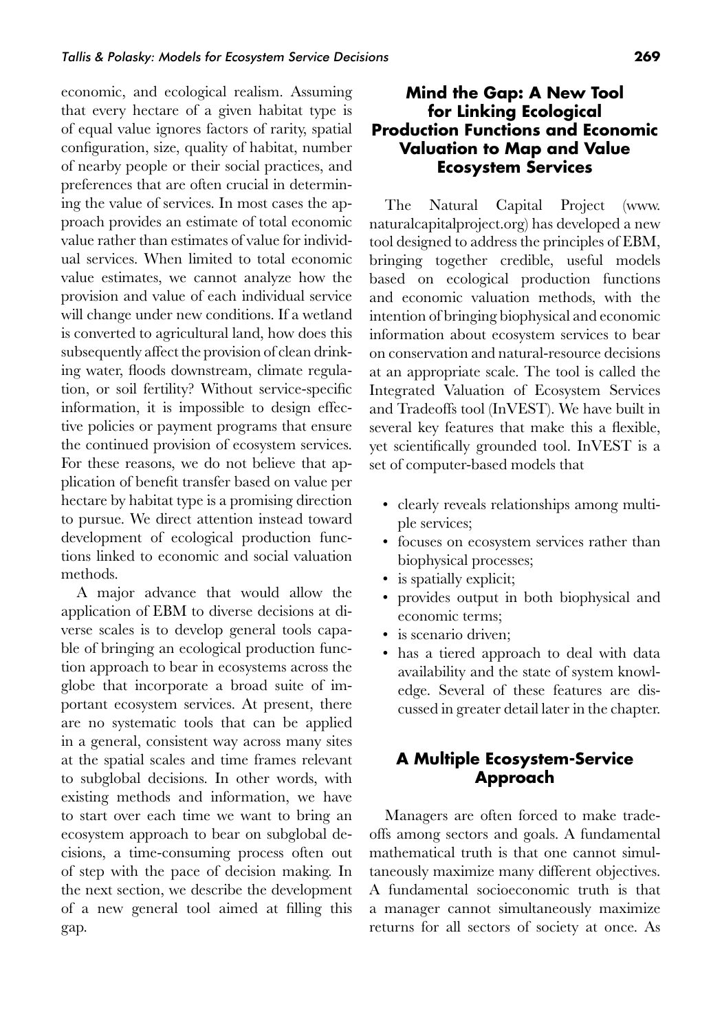economic, and ecological realism. Assuming that every hectare of a given habitat type is of equal value ignores factors of rarity, spatial configuration, size, quality of habitat, number of nearby people or their social practices, and preferences that are often crucial in determining the value of services. In most cases the approach provides an estimate of total economic value rather than estimates of value for individual services. When limited to total economic value estimates, we cannot analyze how the provision and value of each individual service will change under new conditions. If a wetland is converted to agricultural land, how does this subsequently affect the provision of clean drinking water, floods downstream, climate regulation, or soil fertility? Without service-specific information, it is impossible to design effective policies or payment programs that ensure the continued provision of ecosystem services. For these reasons, we do not believe that application of benefit transfer based on value per hectare by habitat type is a promising direction to pursue. We direct attention instead toward development of ecological production functions linked to economic and social valuation methods.

A major advance that would allow the application of EBM to diverse decisions at diverse scales is to develop general tools capable of bringing an ecological production function approach to bear in ecosystems across the globe that incorporate a broad suite of important ecosystem services. At present, there are no systematic tools that can be applied in a general, consistent way across many sites at the spatial scales and time frames relevant to subglobal decisions. In other words, with existing methods and information, we have to start over each time we want to bring an ecosystem approach to bear on subglobal decisions, a time-consuming process often out of step with the pace of decision making. In the next section, we describe the development of a new general tool aimed at filling this gap.

## Mind the Gap: A New Tool for Linking Ecological Production Functions and Economic Valuation to Map and Value Ecosystem Services

The Natural Capital Project (www.naturalcapitalproject.org) has developed a new tool designed to address the principles of EBM, bringing together credible, useful models based on ecological production functions and economic valuation methods, with the intention of bringing biophysical and economic information about ecosystem services to bear on conservation and natural-resource decisions at an appropriate scale. The tool is called the Integrated Valuation of Ecosystem Services and Tradeoffs tool (InVEST). We have built in several key features that make this a flexible, yet scientifically grounded tool. InVEST is a set of computer-based models that

- clearly reveals relationships among multiple services;
- focuses on ecosystem services rather than biophysical processes;
- is spatially explicit;
- provides output in both biophysical and economic terms;
- is scenario driven;
- has a tiered approach to deal with data availability and the state of system knowledge. Several of these features are discussed in greater detail later in the chapter.

## A Multiple Ecosystem-Service Approach

Managers are often forced to make tradeoffs among sectors and goals. A fundamental mathematical truth is that one cannot simultaneously maximize many different objectives. A fundamental socioeconomic truth is that a manager cannot simultaneously maximize returns for all sectors of society at once. As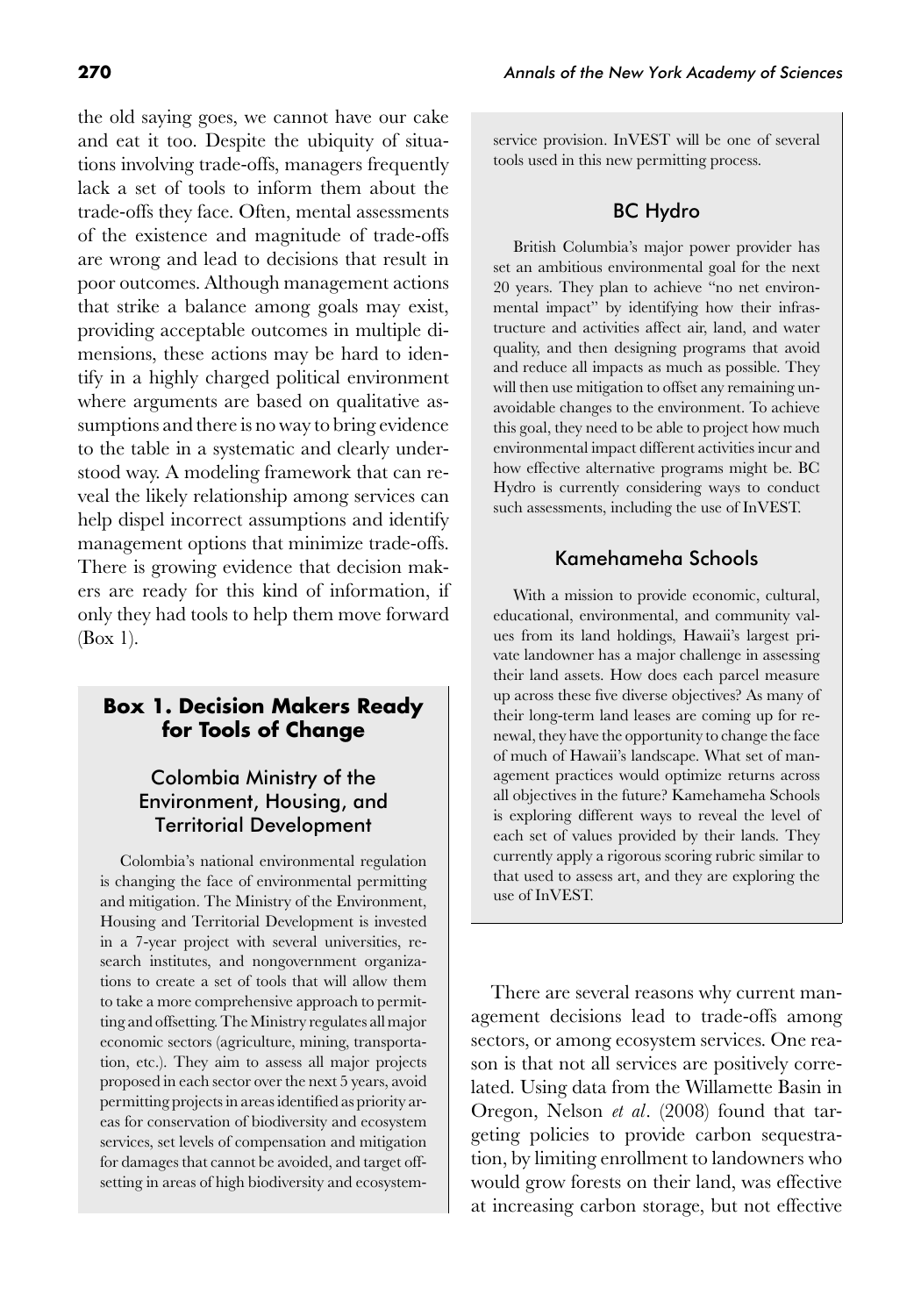the old saying goes, we cannot have our cake and eat it too. Despite the ubiquity of situations involving trade-offs, managers frequently lack a set of tools to inform them about the trade-offs they face. Often, mental assessments of the existence and magnitude of trade-offs are wrong and lead to decisions that result in poor outcomes. Although management actions that strike a balance among goals may exist, providing acceptable outcomes in multiple dimensions, these actions may be hard to identify in a highly charged political environment where arguments are based on qualitative assumptions and there is no way to bring evidence to the table in a systematic and clearly understood way. A modeling framework that can reveal the likely relationship among services can help dispel incorrect assumptions and identify management options that minimize trade-offs. There is growing evidence that decision makers are ready for this kind of information, if only they had tools to help them move forward (Box 1).

## Box 1. Decision Makers Ready for Tools of Change

### Colombia Ministry of the Environment, Housing, and Territorial Development

Colombia's national environmental regulation is changing the face of environmental permitting and mitigation. The Ministry of the Environment, Housing and Territorial Development is invested in a 7-year project with several universities, research institutes, and nongovernment organizations to create a set of tools that will allow them to take a more comprehensive approach to permitting and offsetting. The Ministry regulates all major economic sectors (agriculture, mining, transportation, etc.). They aim to assess all major projects proposed in each sector over the next 5 years, avoid permitting projects in areas identified as priority areas for conservation of biodiversity and ecosystem services, set levels of compensation and mitigation for damages that cannot be avoided, and target offsetting in areas of high biodiversity and ecosystem-service provision. InVEST will be one of several tools used in this new permitting process.

### BC Hydro

British Columbia's major power provider has set an ambitious environmental goal for the next 20 years. They plan to achieve "no net environmental impact" by identifying how their infrastructure and activities affect air, land, and water quality, and then designing programs that avoid and reduce all impacts as much as possible. They will then use mitigation to offset any remaining unavoidable changes to the environment. To achieve this goal, they need to be able to project how much environmental impact different activities incur and how effective alternative programs might be. BC Hydro is currently considering ways to conduct such assessments, including the use of InVEST.

### Kamehameha Schools

With a mission to provide economic, cultural, educational, environmental, and community values from its land holdings, Hawaii's largest private landowner has a major challenge in assessing their land assets. How does each parcel measure up across these five diverse objectives? As many of their long-term land leases are coming up for renewal, they have the opportunity to change the face of much of Hawaii's landscape. What set of management practices would optimize returns across all objectives in the future? Kamehameha Schools is exploring different ways to reveal the level of each set of values provided by their lands. They currently apply a rigorous scoring rubric similar to that used to assess art, and they are exploring the use of InVEST.

There are several reasons why current management decisions lead to trade-offs among sectors, or among ecosystem services. One reason is that not all services are positively correlated. Using data from the Willamette Basin in Oregon, Nelson *et al*. (2008) found that targeting policies to provide carbon sequestration, by limiting enrollment to landowners who would grow forests on their land, was effective at increasing carbon storage, but not effective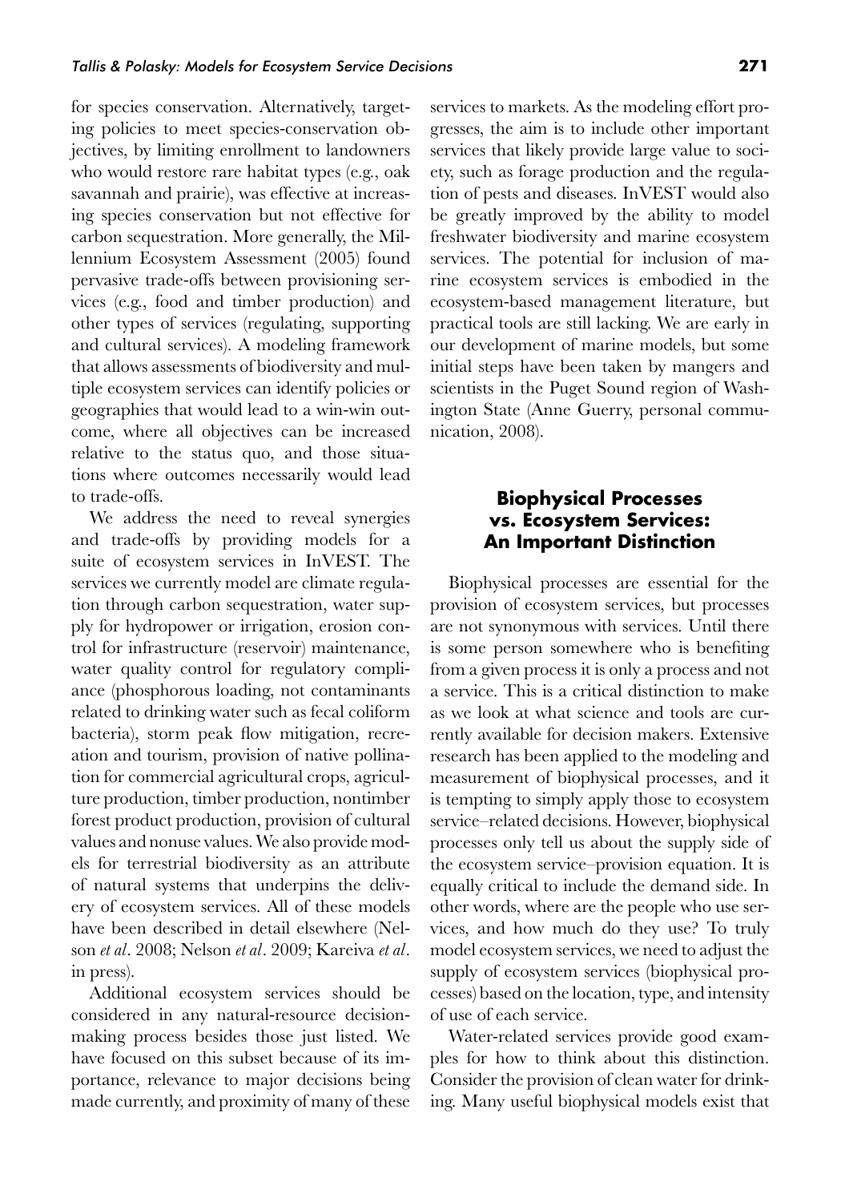for species conservation. Alternatively, targeting policies to meet species-conservation objectives, by limiting enrollment to landowners who would restore rare habitat types (e.g., oak savannah and prairie), was effective at increasing species conservation but not effective for carbon sequestration. More generally, the Millennium Ecosystem Assessment (2005) found pervasive trade-offs between provisioning services (e.g., food and timber production) and other types of services (regulating, supporting and cultural services). A modeling framework that allows assessments of biodiversity and multiple ecosystem services can identify policies or geographies that would lead to a win-win outcome, where all objectives can be increased relative to the status quo, and those situations where outcomes necessarily would lead to trade-offs.

We address the need to reveal synergies and trade-offs by providing models for a suite of ecosystem services in InVEST. The services we currently model are climate regulation through carbon sequestration, water supply for hydropower or irrigation, erosion control for infrastructure (reservoir) maintenance, water quality control for regulatory compliance (phosphorous loading, not contaminants related to drinking water such as fecal coliform bacteria), storm peak flow mitigation, recreation and tourism, provision of native pollination for commercial agricultural crops, agriculture production, timber production, nontimber forest product production, provision of cultural values and nonuse values. We also provide models for terrestrial biodiversity as an attribute of natural systems that underpins the delivery of ecosystem services. All of these models have been described in detail elsewhere (Nelson *et al*. 2008; Nelson *et al*. 2009; Kareiva *et al*. in press).

Additional ecosystem services should be considered in any natural-resource decision-making process besides those just listed. We have focused on this subset because of its importance, relevance to major decisions being made currently, and proximity of many of these services to markets. As the modeling effort progresses, the aim is to include other important services that likely provide large value to society, such as forage production and the regulation of pests and diseases. InVEST would also be greatly improved by the ability to model freshwater biodiversity and marine ecosystem services. The potential for inclusion of marine ecosystem services is embodied in the ecosystem-based management literature, but practical tools are still lacking. We are early in our development of marine models, but some initial steps have been taken by mangers and scientists in the Puget Sound region of Washington State (Anne Guerry, personal communication, 2008).

## Biophysical Processes vs. Ecosystem Services: An Important Distinction

Biophysical processes are essential for the provision of ecosystem services, but processes are not synonymous with services. Until there is some person somewhere who is benefiting from a given process it is only a process and not a service. This is a critical distinction to make as we look at what science and tools are currently available for decision makers. Extensive research has been applied to the modeling and measurement of biophysical processes, and it is tempting to simply apply those to ecosystem service–related decisions. However, biophysical processes only tell us about the supply side of the ecosystem service–provision equation. It is equally critical to include the demand side. In other words, where are the people who use services, and how much do they use? To truly model ecosystem services, we need to adjust the supply of ecosystem services (biophysical processes) based on the location, type, and intensity of use of each service.

Water-related services provide good examples for how to think about this distinction. Consider the provision of clean water for drinking. Many useful biophysical models exist that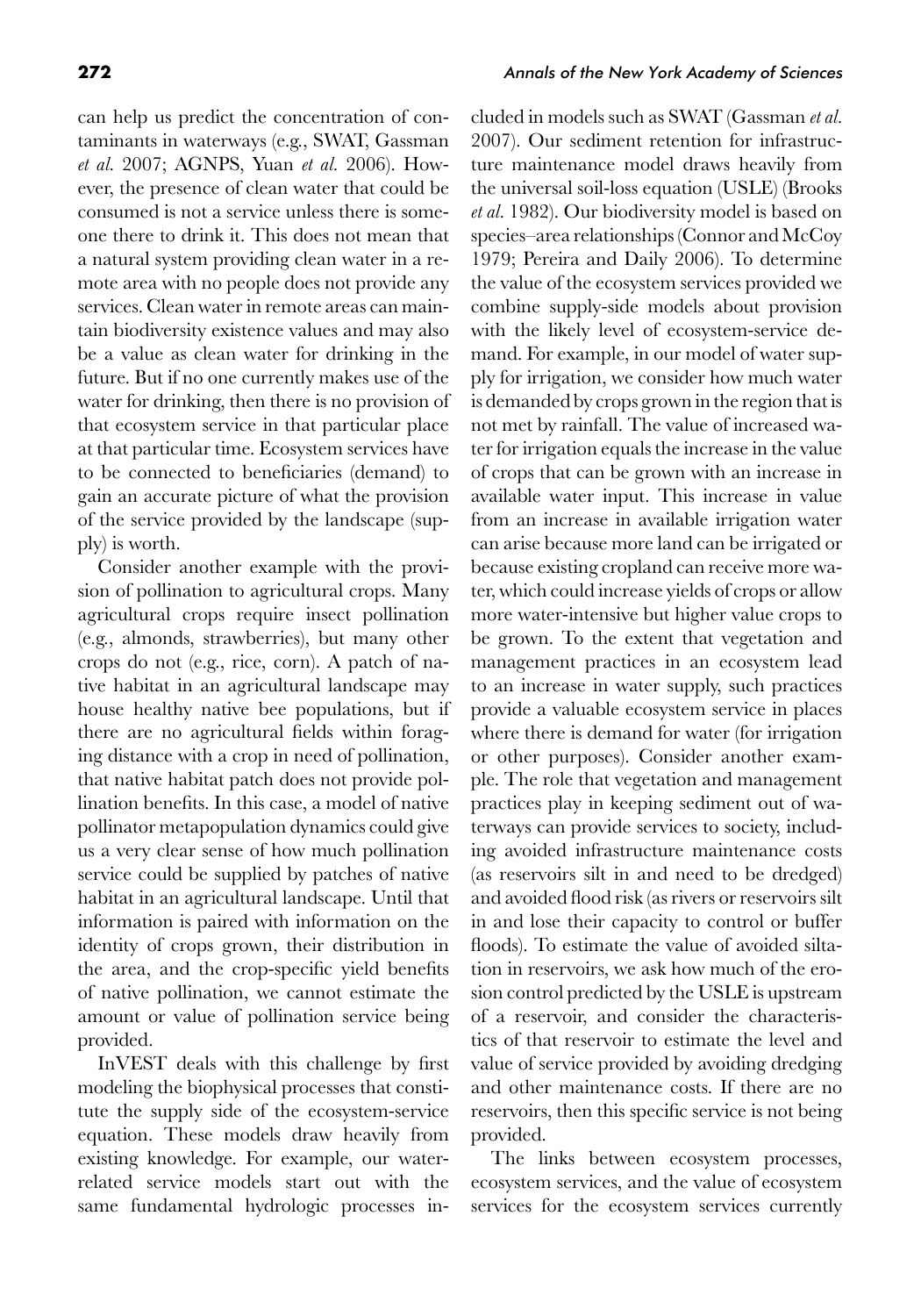can help us predict the concentration of contaminants in waterways (e.g., SWAT, Gassman *et al.* 2007; AGNPS, Yuan *et al.* 2006). However, the presence of clean water that could be consumed is not a service unless there is someone there to drink it. This does not mean that a natural system providing clean water in a remote area with no people does not provide any services. Clean water in remote areas can maintain biodiversity existence values and may also be a value as clean water for drinking in the future. But if no one currently makes use of the water for drinking, then there is no provision of that ecosystem service in that particular place at that particular time. Ecosystem services have to be connected to beneficiaries (demand) to gain an accurate picture of what the provision of the service provided by the landscape (supply) is worth.

Consider another example with the provision of pollination to agricultural crops. Many agricultural crops require insect pollination (e.g., almonds, strawberries), but many other crops do not (e.g., rice, corn). A patch of native habitat in an agricultural landscape may house healthy native bee populations, but if there are no agricultural fields within foraging distance with a crop in need of pollination, that native habitat patch does not provide pollination benefits. In this case, a model of native pollinator metapopulation dynamics could give us a very clear sense of how much pollination service could be supplied by patches of native habitat in an agricultural landscape. Until that information is paired with information on the identity of crops grown, their distribution in the area, and the crop-specific yield benefits of native pollination, we cannot estimate the amount or value of pollination service being provided.

InVEST deals with this challenge by first modeling the biophysical processes that constitute the supply side of the ecosystem-service equation. These models draw heavily from existing knowledge. For example, our water-related service models start out with the same fundamental hydrologic processes included in models such as SWAT (Gassman *et al.* 2007). Our sediment retention for infrastructure maintenance model draws heavily from the universal soil-loss equation (USLE) (Brooks *et al.* 1982). Our biodiversity model is based on species–area relationships (Connor and McCoy 1979; Pereira and Daily 2006). To determine the value of the ecosystem services provided we combine supply-side models about provision with the likely level of ecosystem-service demand. For example, in our model of water supply for irrigation, we consider how much water is demanded by crops grown in the region that is not met by rainfall. The value of increased water for irrigation equals the increase in the value of crops that can be grown with an increase in available water input. This increase in value from an increase in available irrigation water can arise because more land can be irrigated or because existing cropland can receive more water, which could increase yields of crops or allow more water-intensive but higher value crops to be grown. To the extent that vegetation and management practices in an ecosystem lead to an increase in water supply, such practices provide a valuable ecosystem service in places where there is demand for water (for irrigation or other purposes). Consider another example. The role that vegetation and management practices play in keeping sediment out of waterways can provide services to society, including avoided infrastructure maintenance costs (as reservoirs silt in and need to be dredged) and avoided flood risk (as rivers or reservoirs silt in and lose their capacity to control or buffer floods). To estimate the value of avoided siltation in reservoirs, we ask how much of the erosion control predicted by the USLE is upstream of a reservoir, and consider the characteristics of that reservoir to estimate the level and value of service provided by avoiding dredging and other maintenance costs. If there are no reservoirs, then this specific service is not being provided.

The links between ecosystem processes, ecosystem services, and the value of ecosystem services for the ecosystem services currently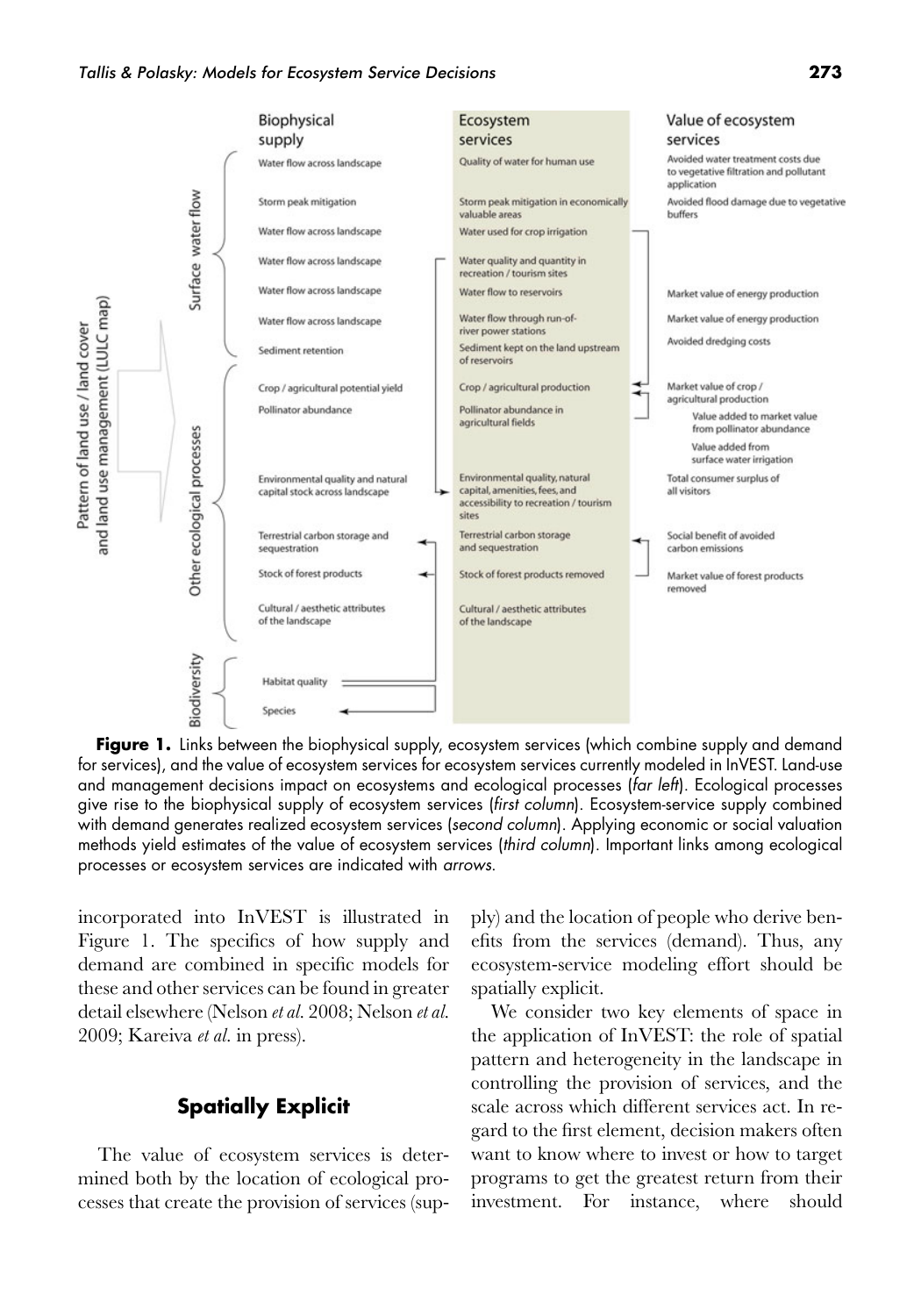Pattern of land use / land cover and land use management (LULC map)

| | Biophysical supply | Ecosystem services | Value of ecosystem services |
|---|---|---|---|
| Surface water flow | Water flow across landscape | Quality of water for human use | Avoided water treatment costs due to vegetative filtration and pollutant application |
| | Storm peak mitigation | Storm peak mitigation in economically valuable areas | Avoided flood damage due to vegetative buffers |
| | Water flow across landscape | Water used for crop irrigation | |
| | Water flow across landscape | Water quality and quantity in recreation / tourism sites | |
| | Water flow across landscape | Water flow to reservoirs | Market value of energy production |
| | Water flow across landscape | Water flow through run-of-river power stations | Market value of energy production |
| | Sediment retention | Sediment kept on the land upstream of reservoirs | Avoided dredging costs |
| Other ecological processes | Crop / agricultural potential yield | Crop / agricultural production | Market value of crop / agricultural production |
| | Pollinator abundance | Pollinator abundance in agricultural fields | Value added to market value from pollinator abundance; Value added from surface water irrigation |
| | Environmental quality and natural capital stock across landscape | Environmental quality, natural capital, amenities, fees, and accessibility to recreation / tourism sites | Total consumer surplus of all visitors |
| | Terrestrial carbon storage and sequestration | Terrestrial carbon storage and sequestration | Social benefit of avoided carbon emissions |
| | Stock of forest products | Stock of forest products removed | Market value of forest products removed |
| | Cultural / aesthetic attributes of the landscape | Cultural / aesthetic attributes of the landscape | |
| Biodiversity | Habitat quality | | |
| | Species | | |

**Figure 1.** Links between the biophysical supply, ecosystem services (which combine supply and demand for services), and the value of ecosystem services for ecosystem services currently modeled in InVEST. Land-use and management decisions impact on ecosystems and ecological processes (*far left*). Ecological processes give rise to the biophysical supply of ecosystem services (*first column*). Ecosystem-service supply combined with demand generates realized ecosystem services (*second column*). Applying economic or social valuation methods yield estimates of the value of ecosystem services (*third column*). Important links among ecological processes or ecosystem services are indicated with *arrows*.

incorporated into InVEST is illustrated in Figure 1. The specifics of how supply and demand are combined in specific models for these and other services can be found in greater detail elsewhere (Nelson *et al.* 2008; Nelson *et al.* 2009; Kareiva *et al.* in press).

## Spatially Explicit

The value of ecosystem services is determined both by the location of ecological processes that create the provision of services (supply) and the location of people who derive benefits from the services (demand). Thus, any ecosystem-service modeling effort should be spatially explicit.

We consider two key elements of space in the application of InVEST: the role of spatial pattern and heterogeneity in the landscape in controlling the provision of services, and the scale across which different services act. In regard to the first element, decision makers often want to know where to invest or how to target programs to get the greatest return from their investment. For instance, where should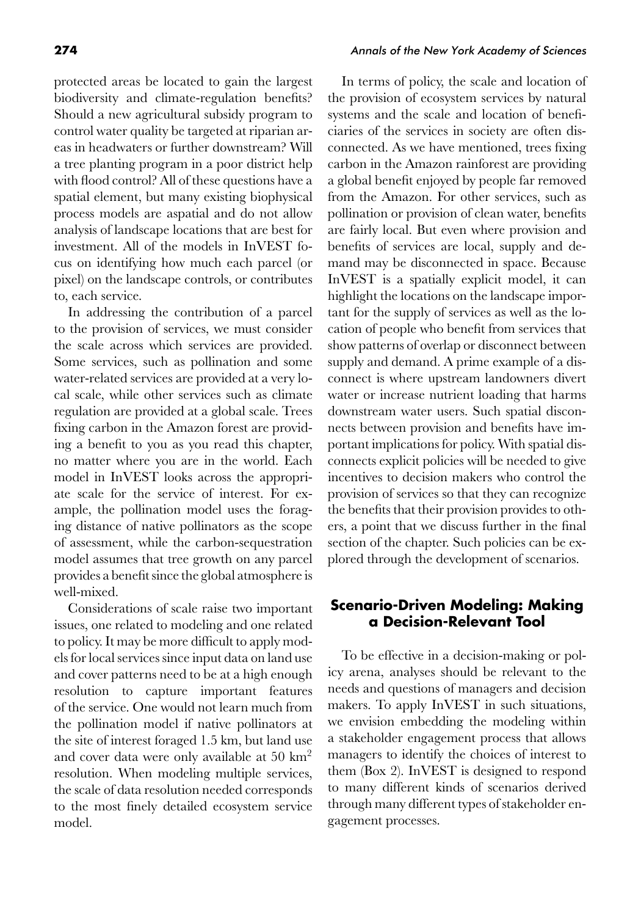protected areas be located to gain the largest biodiversity and climate-regulation benefits? Should a new agricultural subsidy program to control water quality be targeted at riparian areas in headwaters or further downstream? Will a tree planting program in a poor district help with flood control? All of these questions have a spatial element, but many existing biophysical process models are aspatial and do not allow analysis of landscape locations that are best for investment. All of the models in InVEST focus on identifying how much each parcel (or pixel) on the landscape controls, or contributes to, each service.

In addressing the contribution of a parcel to the provision of services, we must consider the scale across which services are provided. Some services, such as pollination and some water-related services are provided at a very local scale, while other services such as climate regulation are provided at a global scale. Trees fixing carbon in the Amazon forest are providing a benefit to you as you read this chapter, no matter where you are in the world. Each model in InVEST looks across the appropriate scale for the service of interest. For example, the pollination model uses the foraging distance of native pollinators as the scope of assessment, while the carbon-sequestration model assumes that tree growth on any parcel provides a benefit since the global atmosphere is well-mixed.

Considerations of scale raise two important issues, one related to modeling and one related to policy. It may be more difficult to apply models for local services since input data on land use and cover patterns need to be at a high enough resolution to capture important features of the service. One would not learn much from the pollination model if native pollinators at the site of interest foraged 1.5 km, but land use and cover data were only available at 50 $km^2$ resolution. When modeling multiple services, the scale of data resolution needed corresponds to the most finely detailed ecosystem service model.

In terms of policy, the scale and location of the provision of ecosystem services by natural systems and the scale and location of beneficiaries of the services in society are often disconnected. As we have mentioned, trees fixing carbon in the Amazon rainforest are providing a global benefit enjoyed by people far removed from the Amazon. For other services, such as pollination or provision of clean water, benefits are fairly local. But even where provision and benefits of services are local, supply and demand may be disconnected in space. Because InVEST is a spatially explicit model, it can highlight the locations on the landscape important for the supply of services as well as the location of people who benefit from services that show patterns of overlap or disconnect between supply and demand. A prime example of a disconnect is where upstream landowners divert water or increase nutrient loading that harms downstream water users. Such spatial disconnects between provision and benefits have important implications for policy. With spatial disconnects explicit policies will be needed to give incentives to decision makers who control the provision of services so that they can recognize the benefits that their provision provides to others, a point that we discuss further in the final section of the chapter. Such policies can be explored through the development of scenarios.

## Scenario-Driven Modeling: Making a Decision-Relevant Tool

To be effective in a decision-making or policy arena, analyses should be relevant to the needs and questions of managers and decision makers. To apply InVEST in such situations, we envision embedding the modeling within a stakeholder engagement process that allows managers to identify the choices of interest to them (Box 2). InVEST is designed to respond to many different kinds of scenarios derived through many different types of stakeholder engagement processes.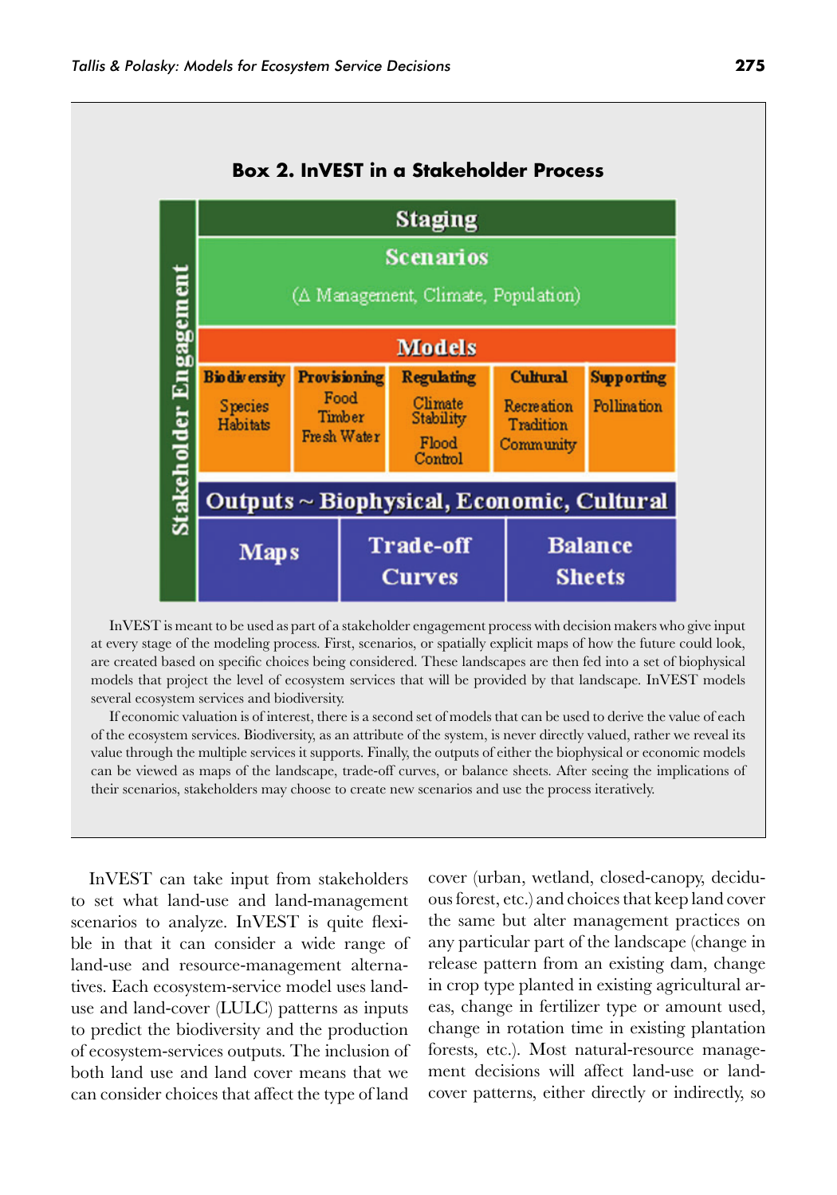## Box 2. InVEST in a Stakeholder Process

Stakeholder Engagement

Staging

Scenarios

(Δ Management, Climate, Population)

Models

Biodiversity
Species
Habitats

Provisioning
Food
Timber
Fresh Water

Regulating
Climate
Stability
Flood
Control

Cultural
Recreation
Tradition
Community

Supporting
Pollination

Outputs ~ Biophysical, Economic, Cultural

Maps

Trade-off
Curves

Balance
Sheets

InVEST is meant to be used as part of a stakeholder engagement process with decision makers who give input at every stage of the modeling process. First, scenarios, or spatially explicit maps of how the future could look, are created based on specific choices being considered. These landscapes are then fed into a set of biophysical models that project the level of ecosystem services that will be provided by that landscape. InVEST models several ecosystem services and biodiversity.

If economic valuation is of interest, there is a second set of models that can be used to derive the value of each of the ecosystem services. Biodiversity, as an attribute of the system, is never directly valued, rather we reveal its value through the multiple services it supports. Finally, the outputs of either the biophysical or economic models can be viewed as maps of the landscape, trade-off curves, or balance sheets. After seeing the implications of their scenarios, stakeholders may choose to create new scenarios and use the process iteratively.

InVEST can take input from stakeholders to set what land-use and land-management scenarios to analyze. InVEST is quite flexible in that it can consider a wide range of land-use and resource-management alternatives. Each ecosystem-service model uses land-use and land-cover (LULC) patterns as inputs to predict the biodiversity and the production of ecosystem-services outputs. The inclusion of both land use and land cover means that we can consider choices that affect the type of land cover (urban, wetland, closed-canopy, deciduous forest, etc.) and choices that keep land cover the same but alter management practices on any particular part of the landscape (change in release pattern from an existing dam, change in crop type planted in existing agricultural areas, change in fertilizer type or amount used, change in rotation time in existing plantation forests, etc.). Most natural-resource management decisions will affect land-use or land-cover patterns, either directly or indirectly, so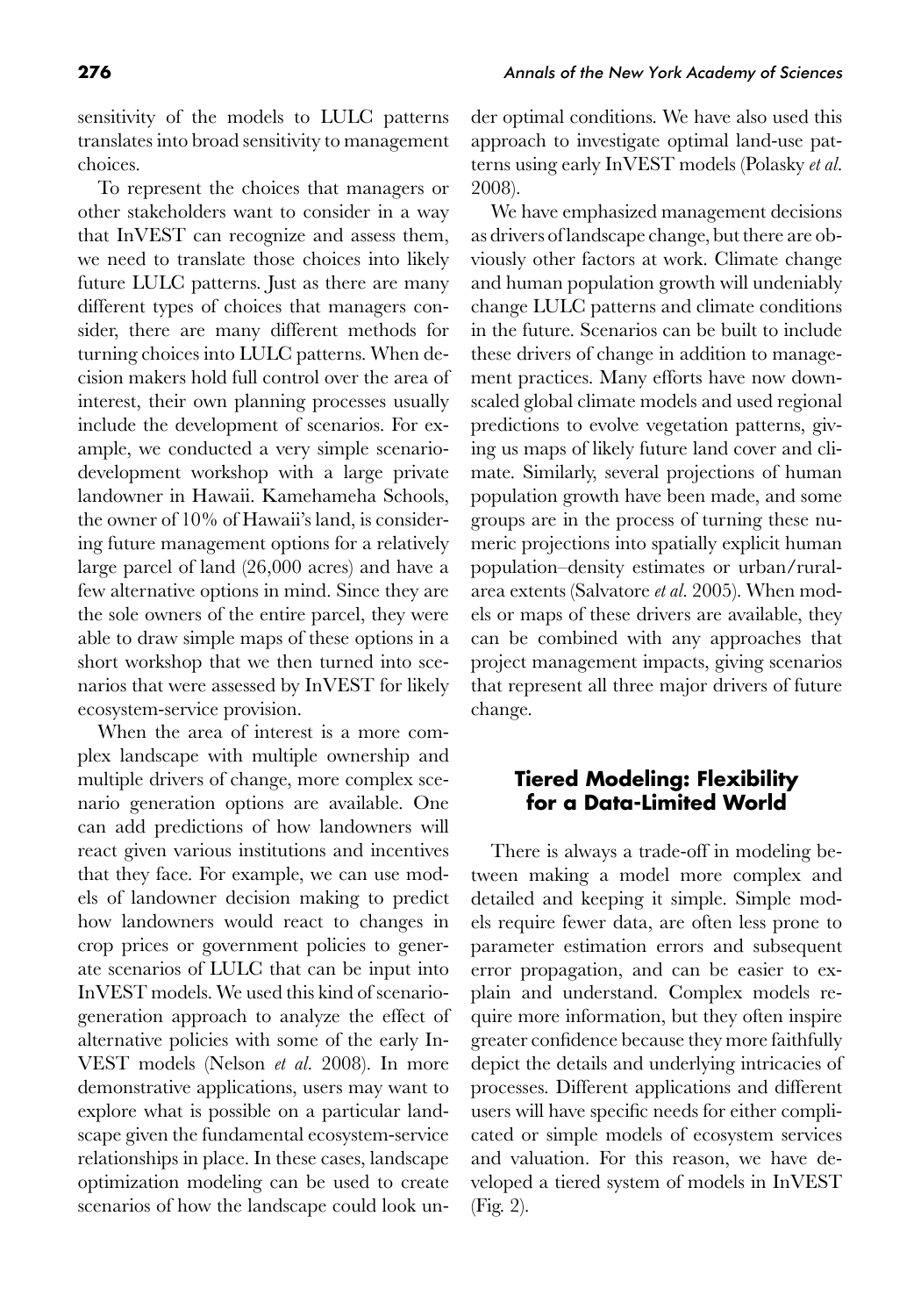sensitivity of the models to LULC patterns translates into broad sensitivity to management choices.

To represent the choices that managers or other stakeholders want to consider in a way that InVEST can recognize and assess them, we need to translate those choices into likely future LULC patterns. Just as there are many different types of choices that managers consider, there are many different methods for turning choices into LULC patterns. When decision makers hold full control over the area of interest, their own planning processes usually include the development of scenarios. For example, we conducted a very simple scenario-development workshop with a large private landowner in Hawaii. Kamehameha Schools, the owner of 10% of Hawaii's land, is considering future management options for a relatively large parcel of land (26,000 acres) and have a few alternative options in mind. Since they are the sole owners of the entire parcel, they were able to draw simple maps of these options in a short workshop that we then turned into scenarios that were assessed by InVEST for likely ecosystem-service provision.

When the area of interest is a more complex landscape with multiple ownership and multiple drivers of change, more complex scenario generation options are available. One can add predictions of how landowners will react given various institutions and incentives that they face. For example, we can use models of landowner decision making to predict how landowners would react to changes in crop prices or government policies to generate scenarios of LULC that can be input into InVEST models. We used this kind of scenario-generation approach to analyze the effect of alternative policies with some of the early InVEST models (Nelson *et al.* 2008). In more demonstrative applications, users may want to explore what is possible on a particular landscape given the fundamental ecosystem-service relationships in place. In these cases, landscape optimization modeling can be used to create scenarios of how the landscape could look under optimal conditions. We have also used this approach to investigate optimal land-use patterns using early InVEST models (Polasky *et al.* 2008).

We have emphasized management decisions as drivers of landscape change, but there are obviously other factors at work. Climate change and human population growth will undeniably change LULC patterns and climate conditions in the future. Scenarios can be built to include these drivers of change in addition to management practices. Many efforts have now downscaled global climate models and used regional predictions to evolve vegetation patterns, giving us maps of likely future land cover and climate. Similarly, several projections of human population growth have been made, and some groups are in the process of turning these numeric projections into spatially explicit human population–density estimates or urban/rural-area extents (Salvatore *et al.* 2005). When models or maps of these drivers are available, they can be combined with any approaches that project management impacts, giving scenarios that represent all three major drivers of future change.

## Tiered Modeling: Flexibility for a Data-Limited World

There is always a trade-off in modeling between making a model more complex and detailed and keeping it simple. Simple models require fewer data, are often less prone to parameter estimation errors and subsequent error propagation, and can be easier to explain and understand. Complex models require more information, but they often inspire greater confidence because they more faithfully depict the details and underlying intricacies of processes. Different applications and different users will have specific needs for either complicated or simple models of ecosystem services and valuation. For this reason, we have developed a tiered system of models in InVEST (Fig. 2).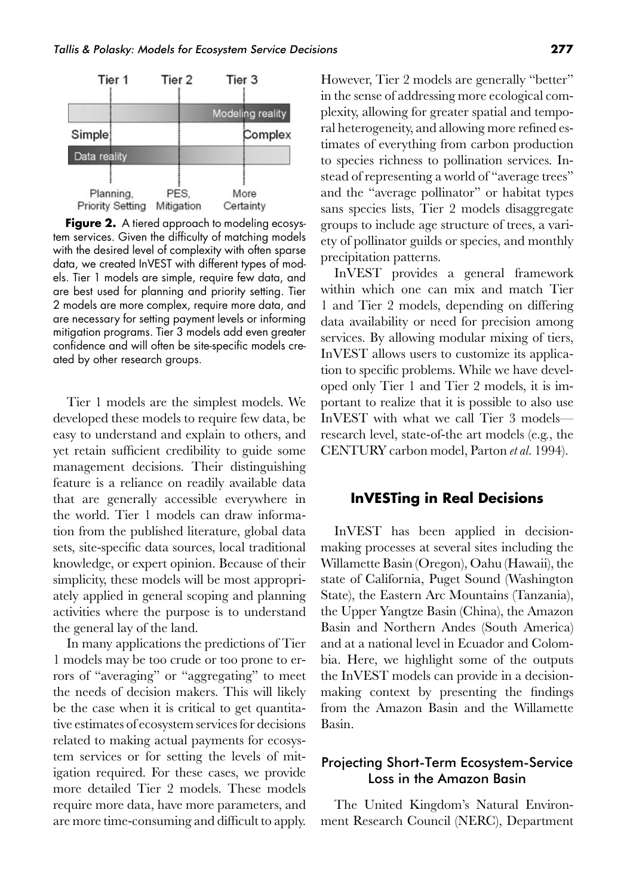**Figure 2.** A tiered approach to modeling ecosystem services. Given the difficulty of matching models with the desired level of complexity with often sparse data, we created InVEST with different types of models. Tier 1 models are simple, require few data, and are best used for planning and priority setting. Tier 2 models are more complex, require more data, and are necessary for setting payment levels or informing mitigation programs. Tier 3 models add even greater confidence and will often be site-specific models created by other research groups.

Tier 1 models are the simplest models. We developed these models to require few data, be easy to understand and explain to others, and yet retain sufficient credibility to guide some management decisions. Their distinguishing feature is a reliance on readily available data that are generally accessible everywhere in the world. Tier 1 models can draw information from the published literature, global data sets, site-specific data sources, local traditional knowledge, or expert opinion. Because of their simplicity, these models will be most appropriately applied in general scoping and planning activities where the purpose is to understand the general lay of the land.

In many applications the predictions of Tier 1 models may be too crude or too prone to errors of "averaging" or "aggregating" to meet the needs of decision makers. This will likely be the case when it is critical to get quantitative estimates of ecosystem services for decisions related to making actual payments for ecosystem services or for setting the levels of mitigation required. For these cases, we provide more detailed Tier 2 models. These models require more data, have more parameters, and are more time-consuming and difficult to apply. However, Tier 2 models are generally "better" in the sense of addressing more ecological complexity, allowing for greater spatial and temporal heterogeneity, and allowing more refined estimates of everything from carbon production to species richness to pollination services. Instead of representing a world of "average trees" and the "average pollinator" or habitat types sans species lists, Tier 2 models disaggregate groups to include age structure of trees, a variety of pollinator guilds or species, and monthly precipitation patterns.

InVEST provides a general framework within which one can mix and match Tier 1 and Tier 2 models, depending on differing data availability or need for precision among services. By allowing modular mixing of tiers, InVEST allows users to customize its application to specific problems. While we have developed only Tier 1 and Tier 2 models, it is important to realize that it is possible to also use InVEST with what we call Tier 3 models—research level, state-of-the art models (e.g., the CENTURY carbon model, Parton *et al.* 1994).

## InVESTing in Real Decisions

InVEST has been applied in decision-making processes at several sites including the Willamette Basin (Oregon), Oahu (Hawaii), the state of California, Puget Sound (Washington State), the Eastern Arc Mountains (Tanzania), the Upper Yangtze Basin (China), the Amazon Basin and Northern Andes (South America) and at a national level in Ecuador and Colombia. Here, we highlight some of the outputs the InVEST models can provide in a decision-making context by presenting the findings from the Amazon Basin and the Willamette Basin.

### Projecting Short-Term Ecosystem-Service Loss in the Amazon Basin

The United Kingdom's Natural Environment Research Council (NERC), Department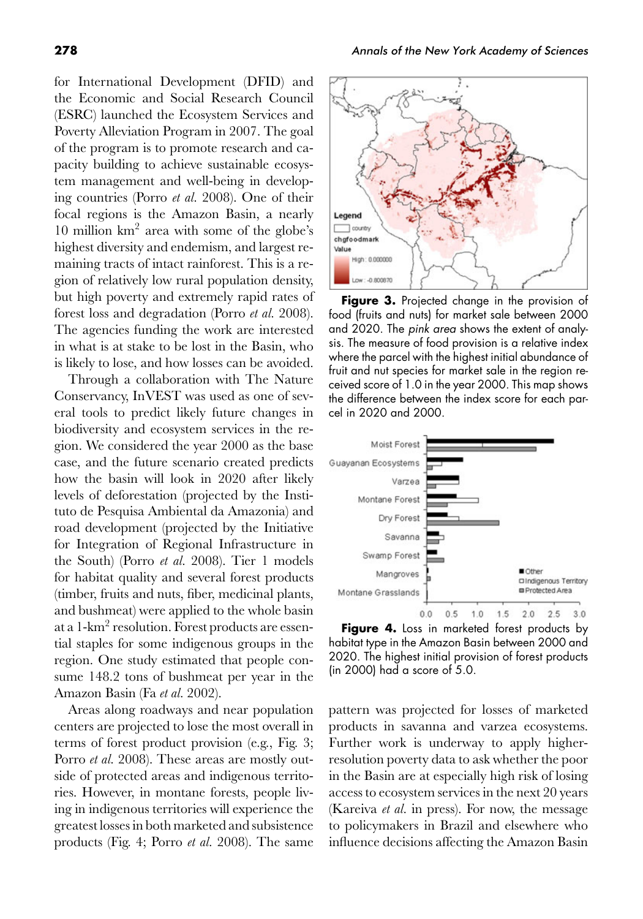for International Development (DFID) and the Economic and Social Research Council (ESRC) launched the Ecosystem Services and Poverty Alleviation Program in 2007. The goal of the program is to promote research and capacity building to achieve sustainable ecosystem management and well-being in developing countries (Porro *et al.* 2008). One of their focal regions is the Amazon Basin, a nearly 10 million km$^2$ area with some of the globe's highest diversity and endemism, and largest remaining tracts of intact rainforest. This is a region of relatively low rural population density, but high poverty and extremely rapid rates of forest loss and degradation (Porro *et al.* 2008). The agencies funding the work are interested in what is at stake to be lost in the Basin, who is likely to lose, and how losses can be avoided.

Through a collaboration with The Nature Conservancy, InVEST was used as one of several tools to predict likely future changes in biodiversity and ecosystem services in the region. We considered the year 2000 as the base case, and the future scenario created predicts how the basin will look in 2020 after likely levels of deforestation (projected by the Instituto de Pesquisa Ambiental da Amazonia) and road development (projected by the Initiative for Integration of Regional Infrastructure in the South) (Porro *et al.* 2008). Tier 1 models for habitat quality and several forest products (timber, fruits and nuts, fiber, medicinal plants, and bushmeat) were applied to the whole basin at a 1-km$^2$ resolution. Forest products are essential staples for some indigenous groups in the region. One study estimated that people consume 148.2 tons of bushmeat per year in the Amazon Basin (Fa *et al.* 2002).

Areas along roadways and near population centers are projected to lose the most overall in terms of forest product provision (e.g., Fig. 3; Porro *et al.* 2008). These areas are mostly outside of protected areas and indigenous territories. However, in montane forests, people living in indigenous territories will experience the greatest losses in both marketed and subsistence products (Fig. 4; Porro *et al.* 2008). The same

Legend
country
chgfoodmark
Value
High : 0.000000
Low : -0.800870

**Figure 3.** Projected change in the provision of food (fruits and nuts) for market sale between 2000 and 2020. The *pink area* shows the extent of analysis. The measure of food provision is a relative index where the parcel with the highest initial abundance of fruit and nut species for market sale in the region received score of 1.0 in the year 2000. This map shows the difference between the index score for each parcel in 2020 and 2000.

**Figure 4.** Loss in marketed forest products by habitat type in the Amazon Basin between 2000 and 2020. The highest initial provision of forest products (in 2000) had a score of 5.0.

pattern was projected for losses of marketed products in savanna and varzea ecosystems. Further work is underway to apply higher-resolution poverty data to ask whether the poor in the Basin are at especially high risk of losing access to ecosystem services in the next 20 years (Kareiva *et al.* in press). For now, the message to policymakers in Brazil and elsewhere who influence decisions affecting the Amazon Basin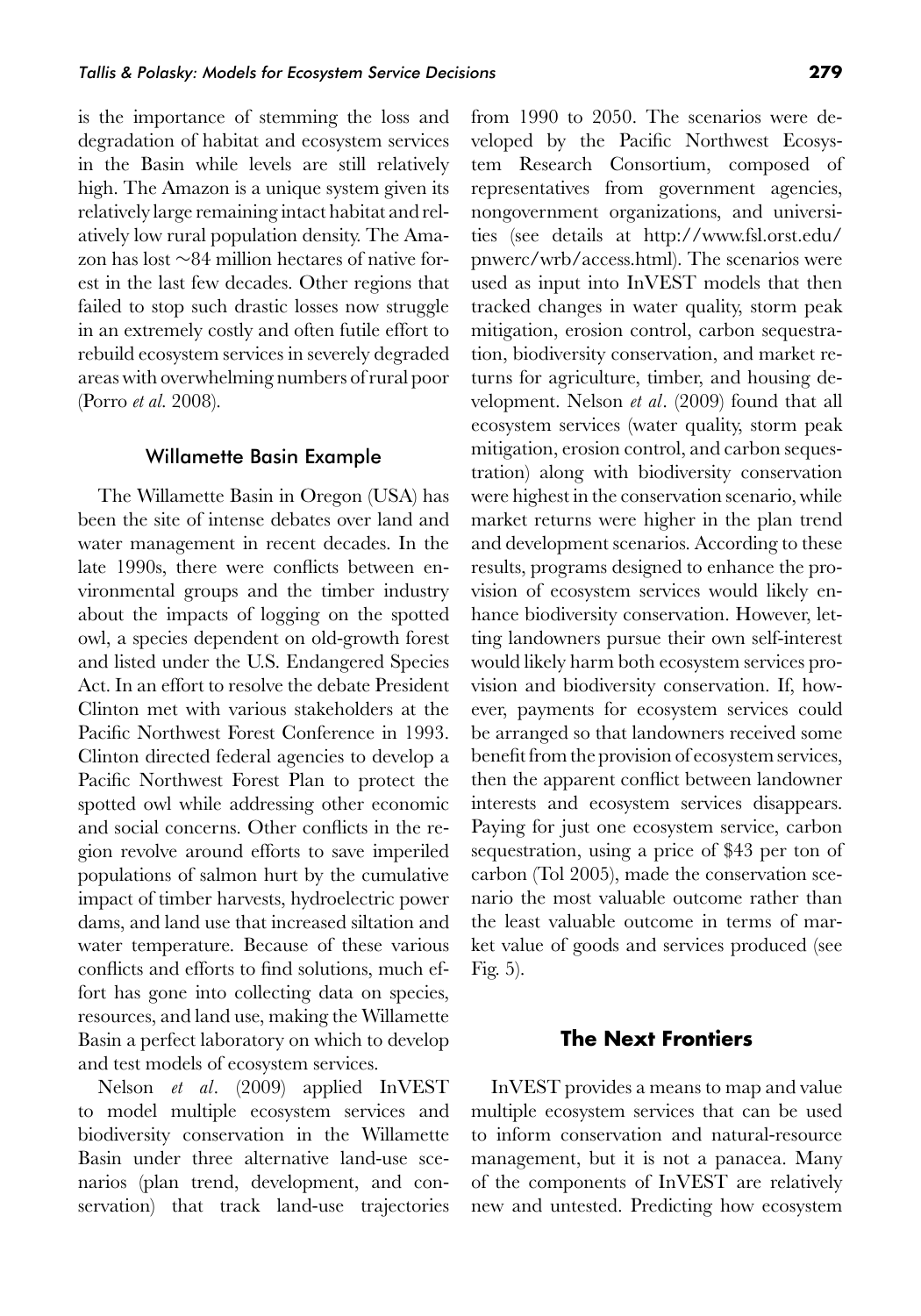is the importance of stemming the loss and degradation of habitat and ecosystem services in the Basin while levels are still relatively high. The Amazon is a unique system given its relatively large remaining intact habitat and relatively low rural population density. The Amazon has lost ~84 million hectares of native forest in the last few decades. Other regions that failed to stop such drastic losses now struggle in an extremely costly and often futile effort to rebuild ecosystem services in severely degraded areas with overwhelming numbers of rural poor (Porro *et al.* 2008).

### Willamette Basin Example

The Willamette Basin in Oregon (USA) has been the site of intense debates over land and water management in recent decades. In the late 1990s, there were conflicts between environmental groups and the timber industry about the impacts of logging on the spotted owl, a species dependent on old-growth forest and listed under the U.S. Endangered Species Act. In an effort to resolve the debate President Clinton met with various stakeholders at the Pacific Northwest Forest Conference in 1993. Clinton directed federal agencies to develop a Pacific Northwest Forest Plan to protect the spotted owl while addressing other economic and social concerns. Other conflicts in the region revolve around efforts to save imperiled populations of salmon hurt by the cumulative impact of timber harvests, hydroelectric power dams, and land use that increased siltation and water temperature. Because of these various conflicts and efforts to find solutions, much effort has gone into collecting data on species, resources, and land use, making the Willamette Basin a perfect laboratory on which to develop and test models of ecosystem services.

Nelson *et al*. (2009) applied InVEST to model multiple ecosystem services and biodiversity conservation in the Willamette Basin under three alternative land-use scenarios (plan trend, development, and conservation) that track land-use trajectories from 1990 to 2050. The scenarios were developed by the Pacific Northwest Ecosystem Research Consortium, composed of representatives from government agencies, nongovernment organizations, and universities (see details at http://www.fsl.orst.edu/pnwerc/wrb/access.html). The scenarios were used as input into InVEST models that then tracked changes in water quality, storm peak mitigation, erosion control, carbon sequestration, biodiversity conservation, and market returns for agriculture, timber, and housing development. Nelson *et al*. (2009) found that all ecosystem services (water quality, storm peak mitigation, erosion control, and carbon sequestration) along with biodiversity conservation were highest in the conservation scenario, while market returns were higher in the plan trend and development scenarios. According to these results, programs designed to enhance the provision of ecosystem services would likely enhance biodiversity conservation. However, letting landowners pursue their own self-interest would likely harm both ecosystem services provision and biodiversity conservation. If, however, payments for ecosystem services could be arranged so that landowners received some benefit from the provision of ecosystem services, then the apparent conflict between landowner interests and ecosystem services disappears. Paying for just one ecosystem service, carbon sequestration, using a price of $43 per ton of carbon (Tol 2005), made the conservation scenario the most valuable outcome rather than the least valuable outcome in terms of market value of goods and services produced (see Fig. 5).

## The Next Frontiers

InVEST provides a means to map and value multiple ecosystem services that can be used to inform conservation and natural-resource management, but it is not a panacea. Many of the components of InVEST are relatively new and untested. Predicting how ecosystem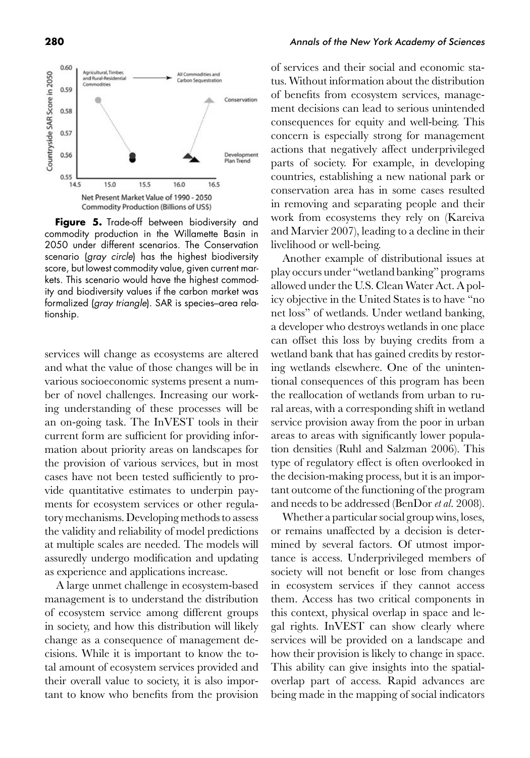**Figure 5.** Trade-off between biodiversity and commodity production in the Willamette Basin in 2050 under different scenarios. The Conservation scenario (*gray circle*) has the highest biodiversity score, but lowest commodity value, given current markets. This scenario would have the highest commodity and biodiversity values if the carbon market was formalized (*gray triangle*). SAR is species–area relationship.

services will change as ecosystems are altered and what the value of those changes will be in various socioeconomic systems present a number of novel challenges. Increasing our working understanding of these processes will be an on-going task. The InVEST tools in their current form are sufficient for providing information about priority areas on landscapes for the provision of various services, but in most cases have not been tested sufficiently to provide quantitative estimates to underpin payments for ecosystem services or other regulatory mechanisms. Developing methods to assess the validity and reliability of model predictions at multiple scales are needed. The models will assuredly undergo modification and updating as experience and applications increase.

A large unmet challenge in ecosystem-based management is to understand the distribution of ecosystem service among different groups in society, and how this distribution will likely change as a consequence of management decisions. While it is important to know the total amount of ecosystem services provided and their overall value to society, it is also important to know who benefits from the provision of services and their social and economic status. Without information about the distribution of benefits from ecosystem services, management decisions can lead to serious unintended consequences for equity and well-being. This concern is especially strong for management actions that negatively affect underprivileged parts of society. For example, in developing countries, establishing a new national park or conservation area has in some cases resulted in removing and separating people and their work from ecosystems they rely on (Kareiva and Marvier 2007), leading to a decline in their livelihood or well-being.

Another example of distributional issues at play occurs under "wetland banking" programs allowed under the U.S. Clean Water Act. A policy objective in the United States is to have "no net loss" of wetlands. Under wetland banking, a developer who destroys wetlands in one place can offset this loss by buying credits from a wetland bank that has gained credits by restoring wetlands elsewhere. One of the unintentional consequences of this program has been the reallocation of wetlands from urban to rural areas, with a corresponding shift in wetland service provision away from the poor in urban areas to areas with significantly lower population densities (Ruhl and Salzman 2006). This type of regulatory effect is often overlooked in the decision-making process, but it is an important outcome of the functioning of the program and needs to be addressed (BenDor *et al.* 2008).

Whether a particular social group wins, loses, or remains unaffected by a decision is determined by several factors. Of utmost importance is access. Underprivileged members of society will not benefit or lose from changes in ecosystem services if they cannot access them. Access has two critical components in this context, physical overlap in space and legal rights. InVEST can show clearly where services will be provided on a landscape and how their provision is likely to change in space. This ability can give insights into the spatial-overlap part of access. Rapid advances are being made in the mapping of social indicators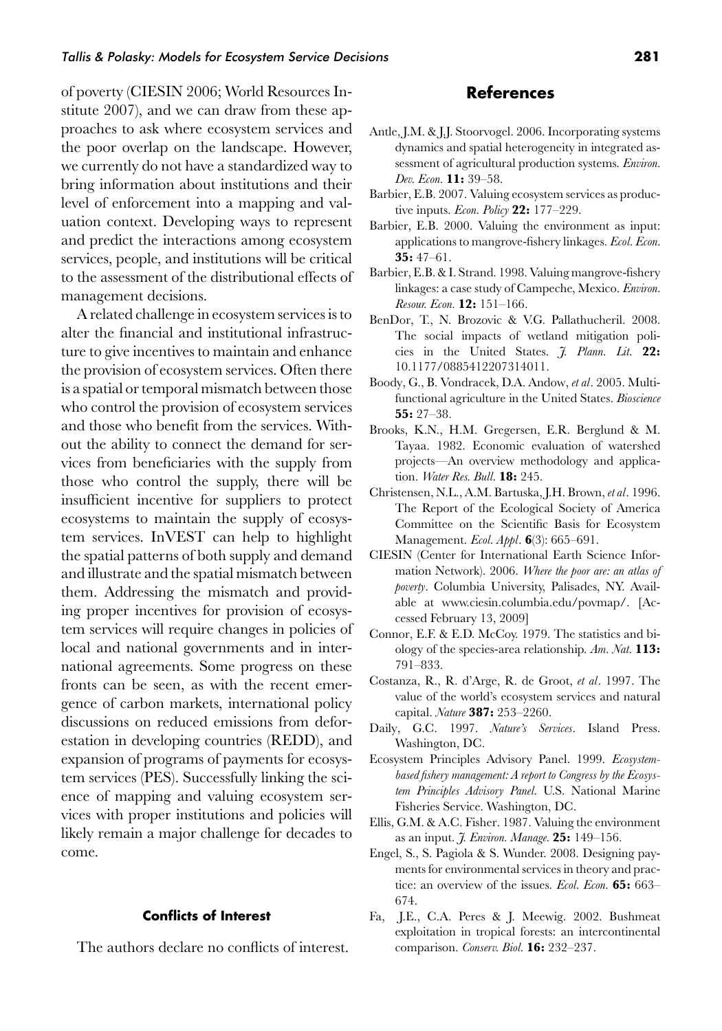of poverty (CIESIN 2006; World Resources Institute 2007), and we can draw from these approaches to ask where ecosystem services and the poor overlap on the landscape. However, we currently do not have a standardized way to bring information about institutions and their level of enforcement into a mapping and valuation context. Developing ways to represent and predict the interactions among ecosystem services, people, and institutions will be critical to the assessment of the distributional effects of management decisions.

A related challenge in ecosystem services is to alter the financial and institutional infrastructure to give incentives to maintain and enhance the provision of ecosystem services. Often there is a spatial or temporal mismatch between those who control the provision of ecosystem services and those who benefit from the services. Without the ability to connect the demand for services from beneficiaries with the supply from those who control the supply, there will be insufficient incentive for suppliers to protect ecosystems to maintain the supply of ecosystem services. InVEST can help to highlight the spatial patterns of both supply and demand and illustrate and the spatial mismatch between them. Addressing the mismatch and providing proper incentives for provision of ecosystem services will require changes in policies of local and national governments and in international agreements. Some progress on these fronts can be seen, as with the recent emergence of carbon markets, international policy discussions on reduced emissions from deforestation in developing countries (REDD), and expansion of programs of payments for ecosystem services (PES). Successfully linking the science of mapping and valuing ecosystem services with proper institutions and policies will likely remain a major challenge for decades to come.

#### Conflicts of Interest

The authors declare no conflicts of interest.

## References

Antle, J.M. & J.J. Stoorvogel. 2006. Incorporating systems dynamics and spatial heterogeneity in integrated assessment of agricultural production systems. *Environ. Dev. Econ.* **11:** 39–58.

Barbier, E.B. 2007. Valuing ecosystem services as productive inputs. *Econ. Policy* **22:** 177–229.

Barbier, E.B. 2000. Valuing the environment as input: applications to mangrove-fishery linkages. *Ecol. Econ.* **35:** 47–61.

Barbier, E.B. & I. Strand. 1998. Valuing mangrove-fishery linkages: a case study of Campeche, Mexico. *Environ. Resour. Econ.* **12:** 151–166.

BenDor, T., N. Brozovic & V.G. Pallathucheril. 2008. The social impacts of wetland mitigation policies in the United States. *J. Plann. Lit.* **22:** 10.1177/0885412207314011.

Boody, G., B. Vondracek, D.A. Andow, *et al*. 2005. Multifunctional agriculture in the United States. *Bioscience* **55:** 27–38.

Brooks, K.N., H.M. Gregersen, E.R. Berglund & M. Tayaa. 1982. Economic evaluation of watershed projects—An overview methodology and application. *Water Res. Bull.* **18:** 245.

Christensen, N.L., A.M. Bartuska, J.H. Brown, *et al*. 1996. The Report of the Ecological Society of America Committee on the Scientific Basis for Ecosystem Management. *Ecol. Appl*. **6**(3): 665–691.

CIESIN (Center for International Earth Science Information Network). 2006. *Where the poor are: an atlas of poverty*. Columbia University, Palisades, NY. Available at www.ciesin.columbia.edu/povmap/. [Accessed February 13, 2009]

Connor, E.F. & E.D. McCoy. 1979. The statistics and biology of the species-area relationship. *Am. Nat.* **113:** 791–833.

Costanza, R., R. d'Arge, R. de Groot, *et al*. 1997. The value of the world's ecosystem services and natural capital. *Nature* **387:** 253–2260.

Daily, G.C. 1997. *Nature's Services*. Island Press. Washington, DC.

Ecosystem Principles Advisory Panel. 1999. *Ecosystem-based fishery management: A report to Congress by the Ecosystem Principles Advisory Panel*. U.S. National Marine Fisheries Service. Washington, DC.

Ellis, G.M. & A.C. Fisher. 1987. Valuing the environment as an input. *J. Environ. Manage.* **25:** 149–156.

Engel, S., S. Pagiola & S. Wunder. 2008. Designing payments for environmental services in theory and practice: an overview of the issues. *Ecol. Econ.* **65:** 663–674.

Fa, J.E., C.A. Peres & J. Meewig. 2002. Bushmeat exploitation in tropical forests: an intercontinental comparison. *Conserv. Biol.* **16:** 232–237.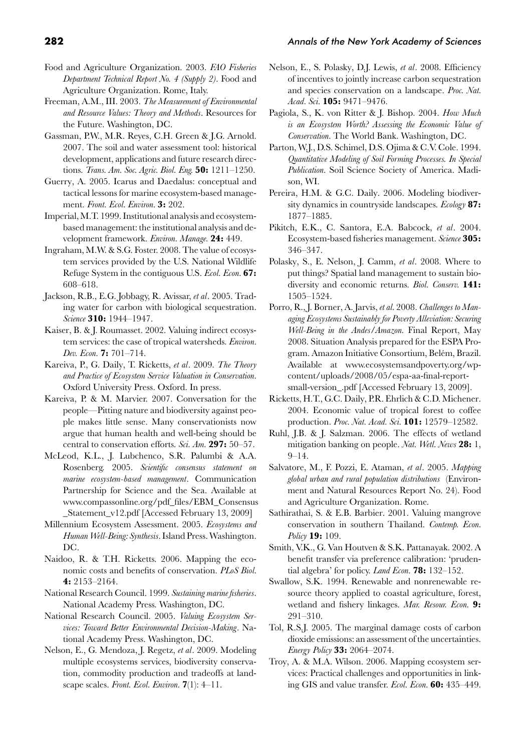Food and Agriculture Organization. 2003. *FAO Fisheries Department Technical Report No. 4 (Supply 2)*. Food and Agriculture Organization. Rome, Italy.

Freeman, A.M., III. 2003. *The Measurement of Environmental and Resource Values: Theory and Methods*. Resources for the Future. Washington, DC.

Gassman, P.W., M.R. Reyes, C.H. Green & J.G. Arnold. 2007. The soil and water assessment tool: historical development, applications and future research directions. *Trans. Am. Soc. Agric. Biol. Eng.* **50:** 1211–1250.

Guerry, A. 2005. Icarus and Daedalus: conceptual and tactical lessons for marine ecosystem-based management. *Front. Ecol. Environ.* **3:** 202.

Imperial, M.T. 1999. Institutional analysis and ecosystem-based management: the institutional analysis and development framework. *Environ. Manage.* **24:** 449.

Ingraham, M.W. & S.G. Foster. 2008. The value of ecosystem services provided by the U.S. National Wildlife Refuge System in the contiguous U.S. *Ecol. Econ.* **67:** 608–618.

Jackson, R.B., E.G. Jobbagy, R. Avissar, *et al*. 2005. Trading water for carbon with biological sequestration. *Science* **310:** 1944–1947.

Kaiser, B. & J. Roumasset. 2002. Valuing indirect ecosystem services: the case of tropical watersheds. *Environ. Dev. Econ.* **7:** 701–714.

Kareiva, P., G. Daily, T. Ricketts, *et al*. 2009. *The Theory and Practice of Ecosystem Service Valuation in Conservation*. Oxford University Press. Oxford. In press.

Kareiva, P. & M. Marvier. 2007. Conversation for the people—Pitting nature and biodiversity against people makes little sense. Many conservationists now argue that human health and well-being should be central to conservation efforts. *Sci. Am.* **297:** 50–57.

McLeod, K.L., J. Lubchenco, S.R. Palumbi & A.A. Rosenberg. 2005. *Scientific consensus statement on marine ecosystem-based management*. Communication Partnership for Science and the Sea. Available at www.compassonline.org/pdf_files/EBM_Consensus_Statement_v12.pdf [Accessed February 13, 2009]

Millennium Ecosystem Assessment. 2005. *Ecosystems and Human Well-Being: Synthesis*. Island Press. Washington. DC.

Naidoo, R. & T.H. Ricketts. 2006. Mapping the economic costs and benefits of conservation. *PLoS Biol.* **4:** 2153–2164.

National Research Council. 1999. *Sustaining marine fisheries*. National Academy Press. Washington, DC.

National Research Council. 2005. *Valuing Ecosystem Services: Toward Better Environmental Decision-Making*. National Academy Press. Washington, DC.

Nelson, E., G. Mendoza, J. Regetz, *et al*. 2009. Modeling multiple ecosystems services, biodiversity conservation, commodity production and tradeoffs at landscape scales. *Front. Ecol. Environ.* **7**(1): 4–11.

Nelson, E., S. Polasky, D.J. Lewis, *et al*. 2008. Efficiency of incentives to jointly increase carbon sequestration and species conservation on a landscape. *Proc. Nat. Acad. Sci.* **105:** 9471–9476.

Pagiola, S., K. von Ritter & J. Bishop. 2004. *How Much is an Ecosystem Worth? Assessing the Economic Value of Conservation*. The World Bank. Washington, DC.

Parton, W.J., D.S. Schimel, D.S. Ojima & C.V. Cole. 1994. *Quantitative Modeling of Soil Forming Processes. In Special Publication*. Soil Science Society of America. Madison, WI.

Pereira, H.M. & G.C. Daily. 2006. Modeling biodiversity dynamics in countryside landscapes. *Ecology* **87:** 1877–1885.

Pikitch, E.K., C. Santora, E.A. Babcock, *et al*. 2004. Ecosystem-based fisheries management. *Science* **305:** 346–347.

Polasky, S., E. Nelson, J. Camm, *et al*. 2008. Where to put things? Spatial land management to sustain biodiversity and economic returns. *Biol. Conserv.* **141:** 1505–1524.

Porro, R., J. Borner, A. Jarvis, *et al*. 2008. *Challenges to Managing Ecosystems Sustainably for Poverty Alleviation: Securing Well-Being in the Andes/Amazon*. Final Report, May 2008. Situation Analysis prepared for the ESPA Program. Amazon Initiative Consortium, Belém, Brazil. Available at www.ecosystemsandpoverty.org/wp-content/uploads/2008/05/espa-aa-final-report-small-version_.pdf [Accessed February 13, 2009].

Ricketts, H.T., G.C. Daily, P.R. Ehrlich & C.D. Michener. 2004. Economic value of tropical forest to coffee production. *Proc. Nat. Acad. Sci.* **101:** 12579–12582.

Ruhl, J.B. & J. Salzman. 2006. The effects of wetland mitigation banking on people. *Nat. Wetl. News* **28:** 1, 9–14.

Salvatore, M., F. Pozzi, E. Ataman, *et al*. 2005. *Mapping global urban and rural population distributions* (Environment and Natural Resources Report No. 24). Food and Agriculture Organization. Rome.

Sathirathai, S. & E.B. Barbier. 2001. Valuing mangrove conservation in southern Thailand. *Contemp. Econ. Policy* **19:** 109.

Smith, V.K., G. Van Houtven & S.K. Pattanayak. 2002. A benefit transfer via preference calibration: 'prudential algebra' for policy. *Land Econ.* **78:** 132–152.

Swallow, S.K. 1994. Renewable and nonrenewable resource theory applied to coastal agriculture, forest, wetland and fishery linkages. *Mar. Resour. Econ.* **9:** 291–310.

Tol, R.S.J. 2005. The marginal damage costs of carbon dioxide emissions: an assessment of the uncertainties. *Energy Policy* **33:** 2064–2074.

Troy, A. & M.A. Wilson. 2006. Mapping ecosystem services: Practical challenges and opportunities in linking GIS and value transfer. *Ecol. Econ.* **60:** 435–449.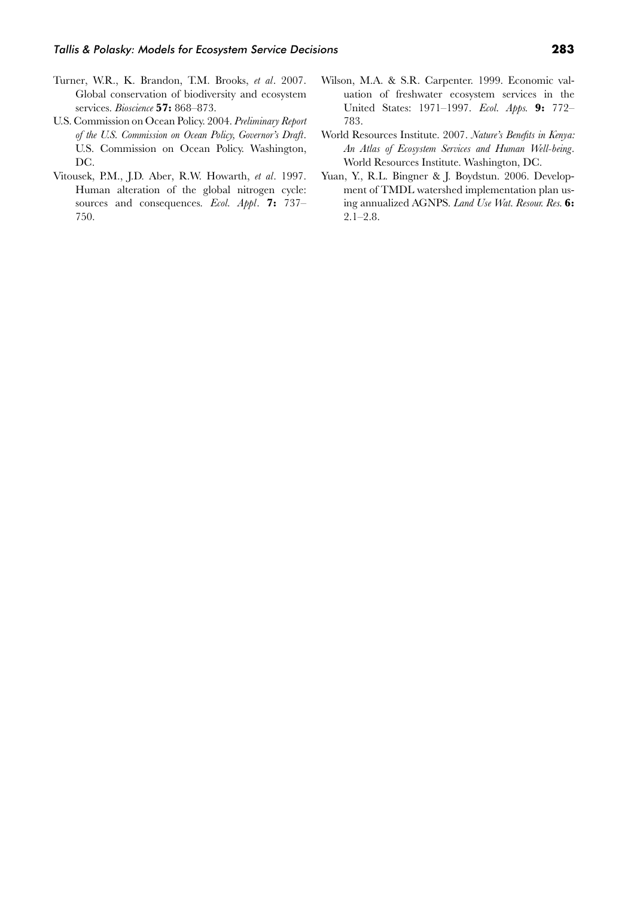Turner, W.R., K. Brandon, T.M. Brooks, *et al*. 2007. Global conservation of biodiversity and ecosystem services. *Bioscience* **57:** 868–873.

U.S. Commission on Ocean Policy. 2004. *Preliminary Report of the U.S. Commission on Ocean Policy, Governor's Draft*. U.S. Commission on Ocean Policy. Washington, DC.

Vitousek, P.M., J.D. Aber, R.W. Howarth, *et al*. 1997. Human alteration of the global nitrogen cycle: sources and consequences. *Ecol. Appl*. **7:** 737–750.

Wilson, M.A. & S.R. Carpenter. 1999. Economic valuation of freshwater ecosystem services in the United States: 1971–1997. *Ecol. Apps.* **9:** 772–783.

World Resources Institute. 2007. *Nature's Benefits in Kenya: An Atlas of Ecosystem Services and Human Well-being*. World Resources Institute. Washington, DC.

Yuan, Y., R.L. Bingner & J. Boydstun. 2006. Development of TMDL watershed implementation plan using annualized AGNPS. *Land Use Wat. Resour. Res.* **6:** 2.1–2.8.